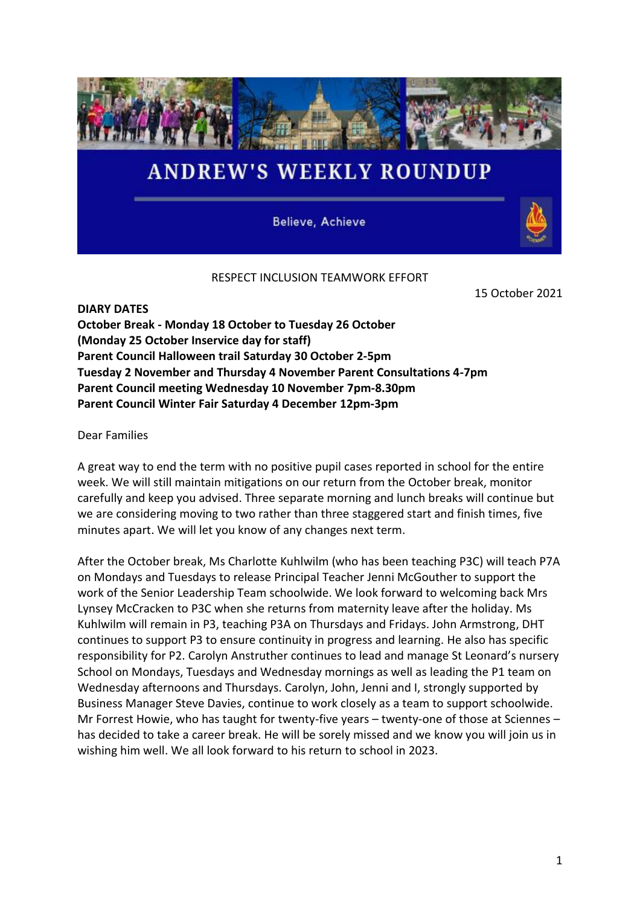# ANDREW'S WEEKLY ROUNDUP

Believe, Achieve

RESPECT INCLUSION TEAMWORK EFFORT

15 October 2021

**DIARY DATES**
**October Break - Monday 18 October to Tuesday 26 October**
**(Monday 25 October Inservice day for staff)**
**Parent Council Halloween trail Saturday 30 October 2-5pm**
**Tuesday 2 November and Thursday 4 November Parent Consultations 4-7pm**
**Parent Council meeting Wednesday 10 November 7pm-8.30pm**
**Parent Council Winter Fair Saturday 4 December 12pm-3pm**

Dear Families

A great way to end the term with no positive pupil cases reported in school for the entire week. We will still maintain mitigations on our return from the October break, monitor carefully and keep you advised. Three separate morning and lunch breaks will continue but we are considering moving to two rather than three staggered start and finish times, five minutes apart. We will let you know of any changes next term.

After the October break, Ms Charlotte Kuhlwilm (who has been teaching P3C) will teach P7A on Mondays and Tuesdays to release Principal Teacher Jenni McGouther to support the work of the Senior Leadership Team schoolwide. We look forward to welcoming back Mrs Lynsey McCracken to P3C when she returns from maternity leave after the holiday. Ms Kuhlwilm will remain in P3, teaching P3A on Thursdays and Fridays. John Armstrong, DHT continues to support P3 to ensure continuity in progress and learning. He also has specific responsibility for P2. Carolyn Anstruther continues to lead and manage St Leonard's nursery School on Mondays, Tuesdays and Wednesday mornings as well as leading the P1 team on Wednesday afternoons and Thursdays. Carolyn, John, Jenni and I, strongly supported by Business Manager Steve Davies, continue to work closely as a team to support schoolwide. Mr Forrest Howie, who has taught for twenty-five years – twenty-one of those at Sciennes – has decided to take a career break. He will be sorely missed and we know you will join us in wishing him well. We all look forward to his return to school in 2023.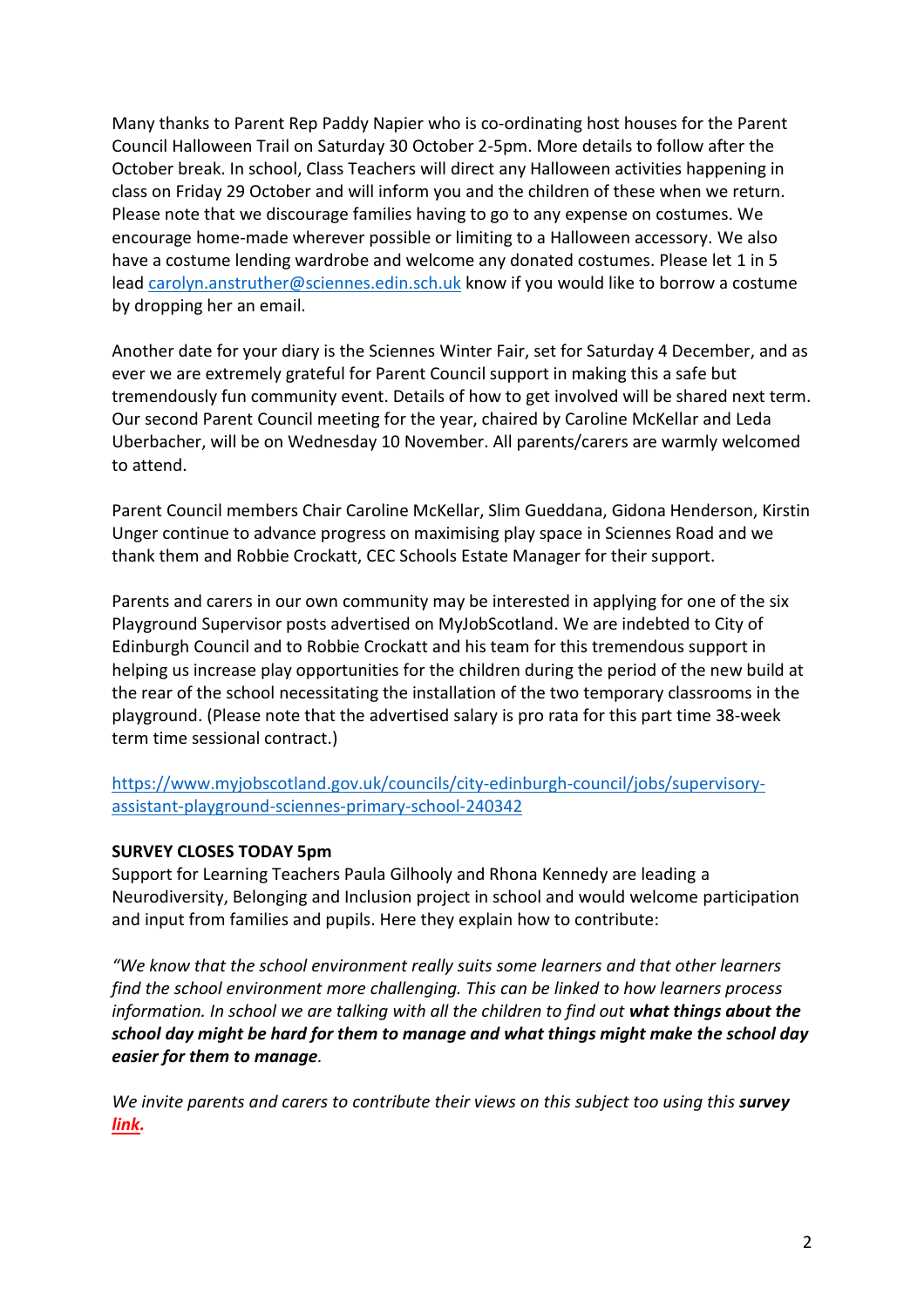Many thanks to Parent Rep Paddy Napier who is co-ordinating host houses for the Parent Council Halloween Trail on Saturday 30 October 2-5pm. More details to follow after the October break. In school, Class Teachers will direct any Halloween activities happening in class on Friday 29 October and will inform you and the children of these when we return. Please note that we discourage families having to go to any expense on costumes. We encourage home-made wherever possible or limiting to a Halloween accessory. We also have a costume lending wardrobe and welcome any donated costumes. Please let 1 in 5 lead [carolyn.anstruther@sciennes.edin.sch.uk](mailto:carolyn.anstruther@sciennes.edin.sch.uk) know if you would like to borrow a costume by dropping her an email.

Another date for your diary is the Sciennes Winter Fair, set for Saturday 4 December, and as ever we are extremely grateful for Parent Council support in making this a safe but tremendously fun community event. Details of how to get involved will be shared next term. Our second Parent Council meeting for the year, chaired by Caroline McKellar and Leda Uberbacher, will be on Wednesday 10 November. All parents/carers are warmly welcomed to attend.

Parent Council members Chair Caroline McKellar, Slim Gueddana, Gidona Henderson, Kirstin Unger continue to advance progress on maximising play space in Sciennes Road and we thank them and Robbie Crockatt, CEC Schools Estate Manager for their support.

Parents and carers in our own community may be interested in applying for one of the six Playground Supervisor posts advertised on MyJobScotland. We are indebted to City of Edinburgh Council and to Robbie Crockatt and his team for this tremendous support in helping us increase play opportunities for the children during the period of the new build at the rear of the school necessitating the installation of the two temporary classrooms in the playground. (Please note that the advertised salary is pro rata for this part time 38-week term time sessional contract.)

[https://www.myjobscotland.gov.uk/councils/city-edinburgh-council/jobs/supervisory-assistant-playground-sciennes-primary-school-240342](https://www.myjobscotland.gov.uk/councils/city-edinburgh-council/jobs/supervisory-assistant-playground-sciennes-primary-school-240342)

**SURVEY CLOSES TODAY 5pm**

Support for Learning Teachers Paula Gilhooly and Rhona Kennedy are leading a Neurodiversity, Belonging and Inclusion project in school and would welcome participation and input from families and pupils. Here they explain how to contribute:

*"We know that the school environment really suits some learners and that other learners find the school environment more challenging. This can be linked to how learners process information. In school we are talking with all the children to find out* ***what things about the school day might be hard for them to manage and what things might make the school day easier for them to manage****.*

*We invite parents and carers to contribute their views on this subject too using this* ***survey link****.*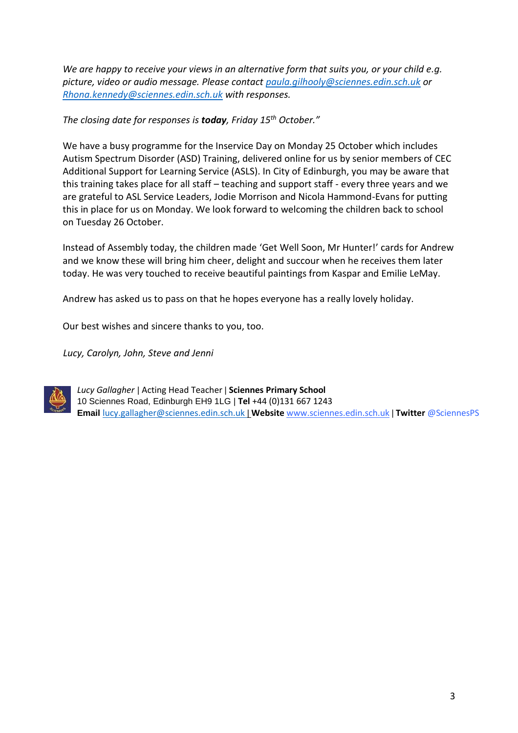*We are happy to receive your views in an alternative form that suits you, or your child e.g. picture, video or audio message. Please contact [paula.gilhooly@sciennes.edin.sch.uk](mailto:paula.gilhooly@sciennes.edin.sch.uk) or [Rhona.kennedy@sciennes.edin.sch.uk](mailto:Rhona.kennedy@sciennes.edin.sch.uk) with responses.*

*The closing date for responses is* ***today****, Friday 15th October."*

We have a busy programme for the Inservice Day on Monday 25 October which includes Autism Spectrum Disorder (ASD) Training, delivered online for us by senior members of CEC Additional Support for Learning Service (ASLS). In City of Edinburgh, you may be aware that this training takes place for all staff – teaching and support staff - every three years and we are grateful to ASL Service Leaders, Jodie Morrison and Nicola Hammond-Evans for putting this in place for us on Monday. We look forward to welcoming the children back to school on Tuesday 26 October.

Instead of Assembly today, the children made 'Get Well Soon, Mr Hunter!' cards for Andrew and we know these will bring him cheer, delight and succour when he receives them later today. He was very touched to receive beautiful paintings from Kaspar and Emilie LeMay.

Andrew has asked us to pass on that he hopes everyone has a really lovely holiday.

Our best wishes and sincere thanks to you, too.

*Lucy, Carolyn, John, Steve and Jenni*

*Lucy Gallagher* | Acting Head Teacher | **Sciennes Primary School**
10 Sciennes Road, Edinburgh EH9 1LG | **Tel** +44 (0)131 667 1243
**Email** [lucy.gallagher@sciennes.edin.sch.uk](mailto:lucy.gallagher@sciennes.edin.sch.uk) | **Website** [www.sciennes.edin.sch.uk](http://www.sciennes.edin.sch.uk) | **Twitter** @SciennesPS